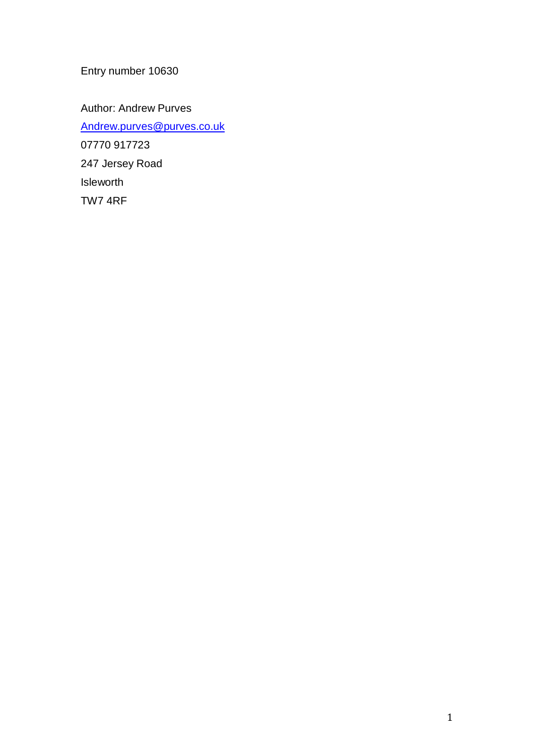Entry number 10630

Author: Andrew Purves

[Andrew.purves@purves.co.uk](mailto:Andrew.purves@purves.co.uk)

07770 917723

247 Jersey Road

Isleworth

TW7 4RF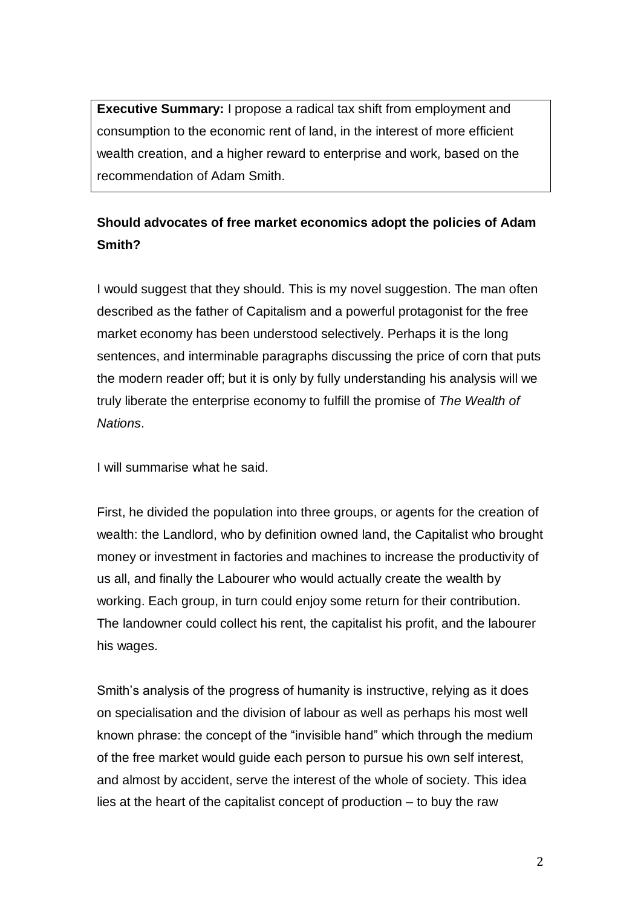**Executive Summary:** I propose a radical tax shift from employment and consumption to the economic rent of land, in the interest of more efficient wealth creation, and a higher reward to enterprise and work, based on the recommendation of Adam Smith.

## Should advocates of free market economics adopt the policies of Adam Smith?

I would suggest that they should. This is my novel suggestion. The man often described as the father of Capitalism and a powerful protagonist for the free market economy has been understood selectively. Perhaps it is the long sentences, and interminable paragraphs discussing the price of corn that puts the modern reader off; but it is only by fully understanding his analysis will we truly liberate the enterprise economy to fulfill the promise of *The Wealth of Nations*.

I will summarise what he said.

First, he divided the population into three groups, or agents for the creation of wealth: the Landlord, who by definition owned land, the Capitalist who brought money or investment in factories and machines to increase the productivity of us all, and finally the Labourer who would actually create the wealth by working. Each group, in turn could enjoy some return for their contribution. The landowner could collect his rent, the capitalist his profit, and the labourer his wages.

Smith's analysis of the progress of humanity is instructive, relying as it does on specialisation and the division of labour as well as perhaps his most well known phrase: the concept of the "invisible hand" which through the medium of the free market would guide each person to pursue his own self interest, and almost by accident, serve the interest of the whole of society. This idea lies at the heart of the capitalist concept of production – to buy the raw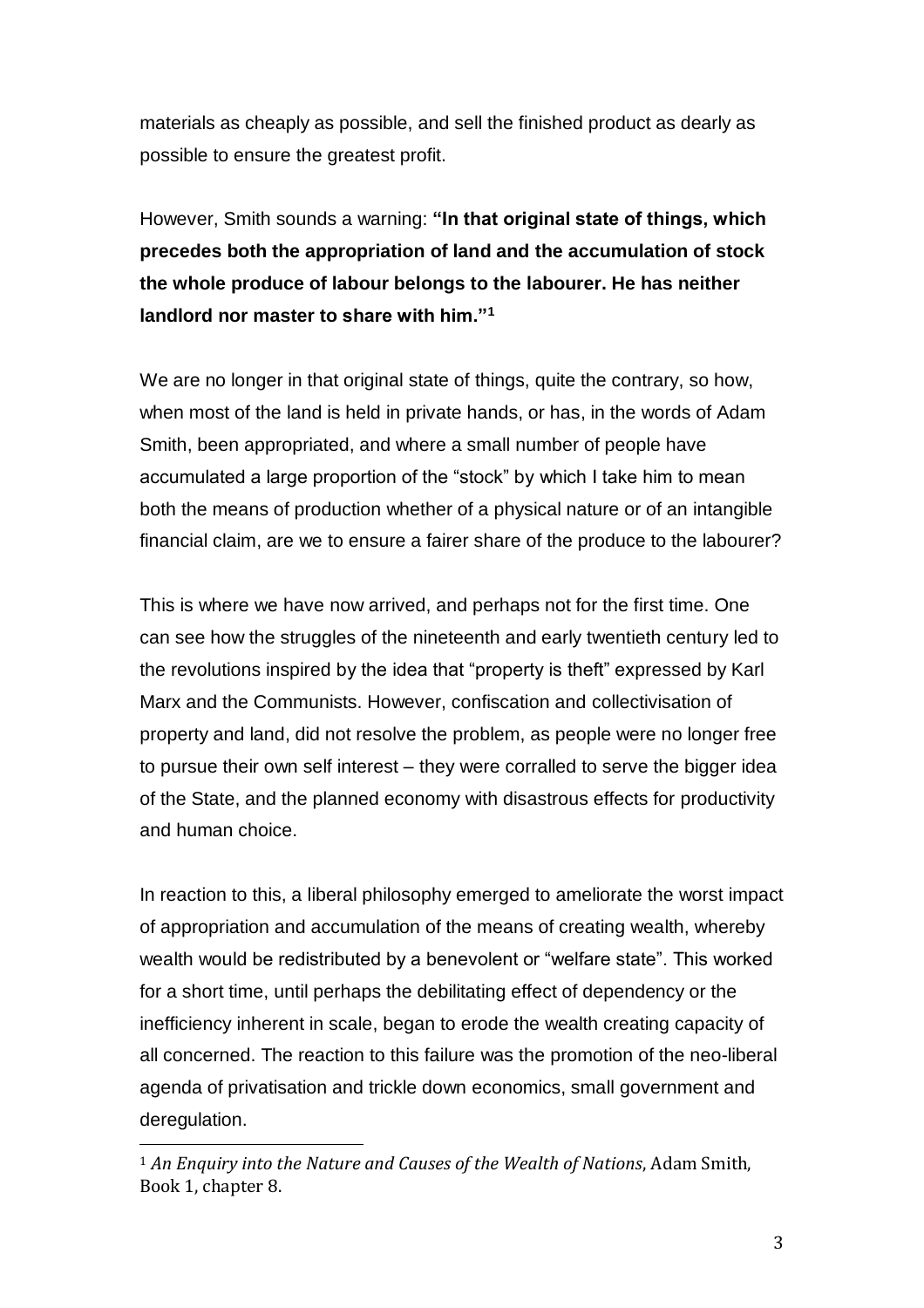materials as cheaply as possible, and sell the finished product as dearly as possible to ensure the greatest profit.

However, Smith sounds a warning: **"In that original state of things, which precedes both the appropriation of land and the accumulation of stock the whole produce of labour belongs to the labourer. He has neither landlord nor master to share with him."[1]**

We are no longer in that original state of things, quite the contrary, so how, when most of the land is held in private hands, or has, in the words of Adam Smith, been appropriated, and where a small number of people have accumulated a large proportion of the "stock" by which I take him to mean both the means of production whether of a physical nature or of an intangible financial claim, are we to ensure a fairer share of the produce to the labourer?

This is where we have now arrived, and perhaps not for the first time. One can see how the struggles of the nineteenth and early twentieth century led to the revolutions inspired by the idea that "property is theft" expressed by Karl Marx and the Communists. However, confiscation and collectivisation of property and land, did not resolve the problem, as people were no longer free to pursue their own self interest – they were corralled to serve the bigger idea of the State, and the planned economy with disastrous effects for productivity and human choice.

In reaction to this, a liberal philosophy emerged to ameliorate the worst impact of appropriation and accumulation of the means of creating wealth, whereby wealth would be redistributed by a benevolent or "welfare state". This worked for a short time, until perhaps the debilitating effect of dependency or the inefficiency inherent in scale, began to erode the wealth creating capacity of all concerned. The reaction to this failure was the promotion of the neo-liberal agenda of privatisation and trickle down economics, small government and deregulation.

---

[1] *An Enquiry into the Nature and Causes of the Wealth of Nations*, Adam Smith, Book 1, chapter 8.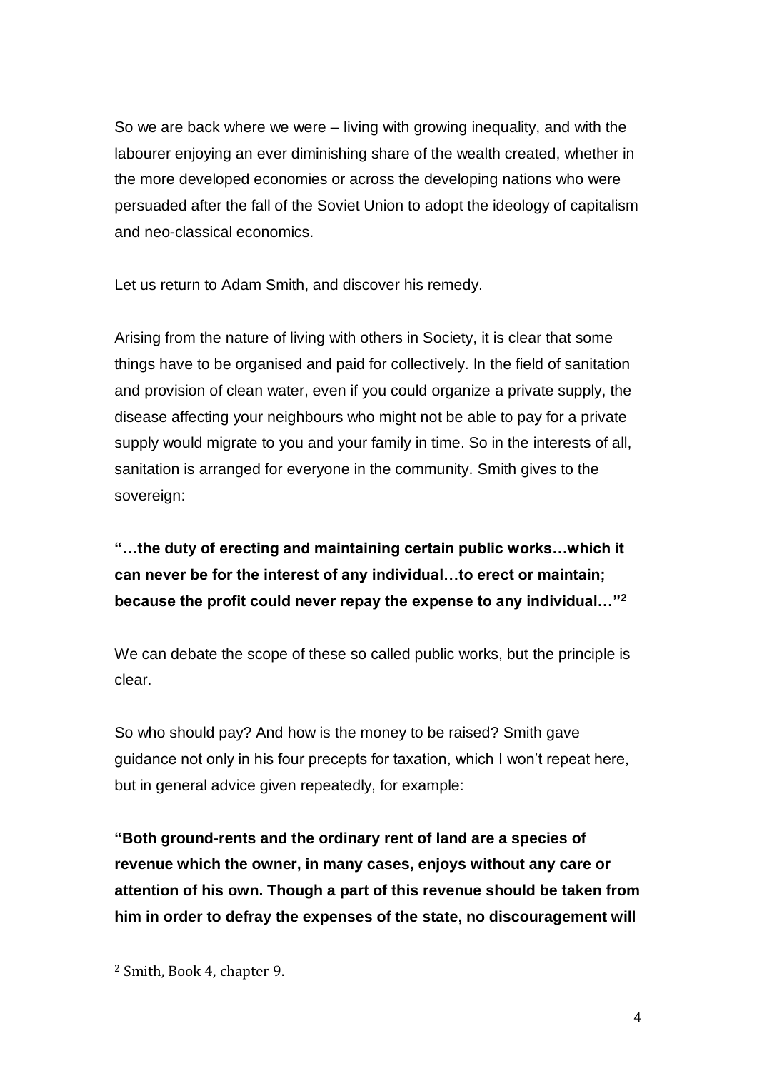So we are back where we were – living with growing inequality, and with the labourer enjoying an ever diminishing share of the wealth created, whether in the more developed economies or across the developing nations who were persuaded after the fall of the Soviet Union to adopt the ideology of capitalism and neo-classical economics.

Let us return to Adam Smith, and discover his remedy.

Arising from the nature of living with others in Society, it is clear that some things have to be organised and paid for collectively. In the field of sanitation and provision of clean water, even if you could organize a private supply, the disease affecting your neighbours who might not be able to pay for a private supply would migrate to you and your family in time. So in the interests of all, sanitation is arranged for everyone in the community. Smith gives to the sovereign:

**"…the duty of erecting and maintaining certain public works…which it can never be for the interest of any individual…to erect or maintain; because the profit could never repay the expense to any individual…"[2]**

We can debate the scope of these so called public works, but the principle is clear.

So who should pay? And how is the money to be raised? Smith gave guidance not only in his four precepts for taxation, which I won't repeat here, but in general advice given repeatedly, for example:

**"Both ground-rents and the ordinary rent of land are a species of revenue which the owner, in many cases, enjoys without any care or attention of his own. Though a part of this revenue should be taken from him in order to defray the expenses of the state, no discouragement will**

---

[2] Smith, Book 4, chapter 9.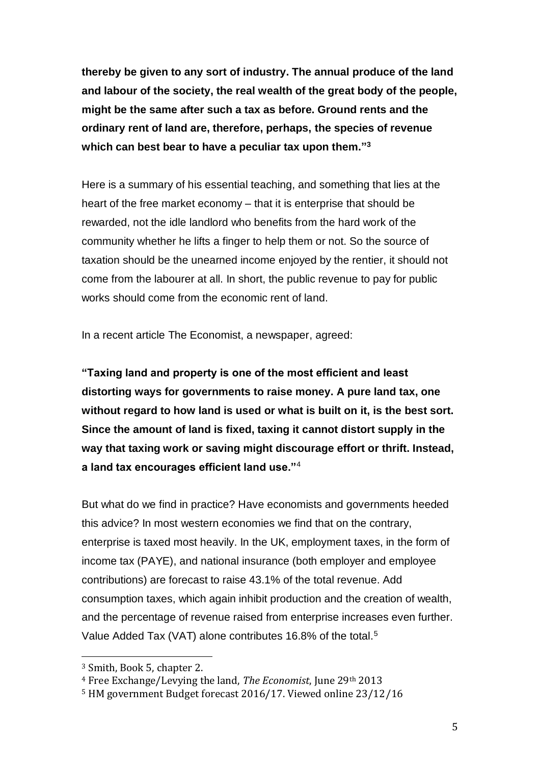**thereby be given to any sort of industry. The annual produce of the land and labour of the society, the real wealth of the great body of the people, might be the same after such a tax as before. Ground rents and the ordinary rent of land are, therefore, perhaps, the species of revenue which can best bear to have a peculiar tax upon them."[3]**

Here is a summary of his essential teaching, and something that lies at the heart of the free market economy – that it is enterprise that should be rewarded, not the idle landlord who benefits from the hard work of the community whether he lifts a finger to help them or not. So the source of taxation should be the unearned income enjoyed by the rentier, it should not come from the labourer at all. In short, the public revenue to pay for public works should come from the economic rent of land.

In a recent article The Economist, a newspaper, agreed:

**"Taxing land and property is one of the most efficient and least distorting ways for governments to raise money. A pure land tax, one without regard to how land is used or what is built on it, is the best sort. Since the amount of land is fixed, taxing it cannot distort supply in the way that taxing work or saving might discourage effort or thrift. Instead, a land tax encourages efficient land use."**[4]

But what do we find in practice? Have economists and governments heeded this advice? In most western economies we find that on the contrary, enterprise is taxed most heavily. In the UK, employment taxes, in the form of income tax (PAYE), and national insurance (both employer and employee contributions) are forecast to raise 43.1% of the total revenue. Add consumption taxes, which again inhibit production and the creation of wealth, and the percentage of revenue raised from enterprise increases even further. Value Added Tax (VAT) alone contributes 16.8% of the total.[5]

---

[3] Smith, Book 5, chapter 2.

[4] Free Exchange/Levying the land, *The Economist*, June 29th 2013

[5] HM government Budget forecast 2016/17. Viewed online 23/12/16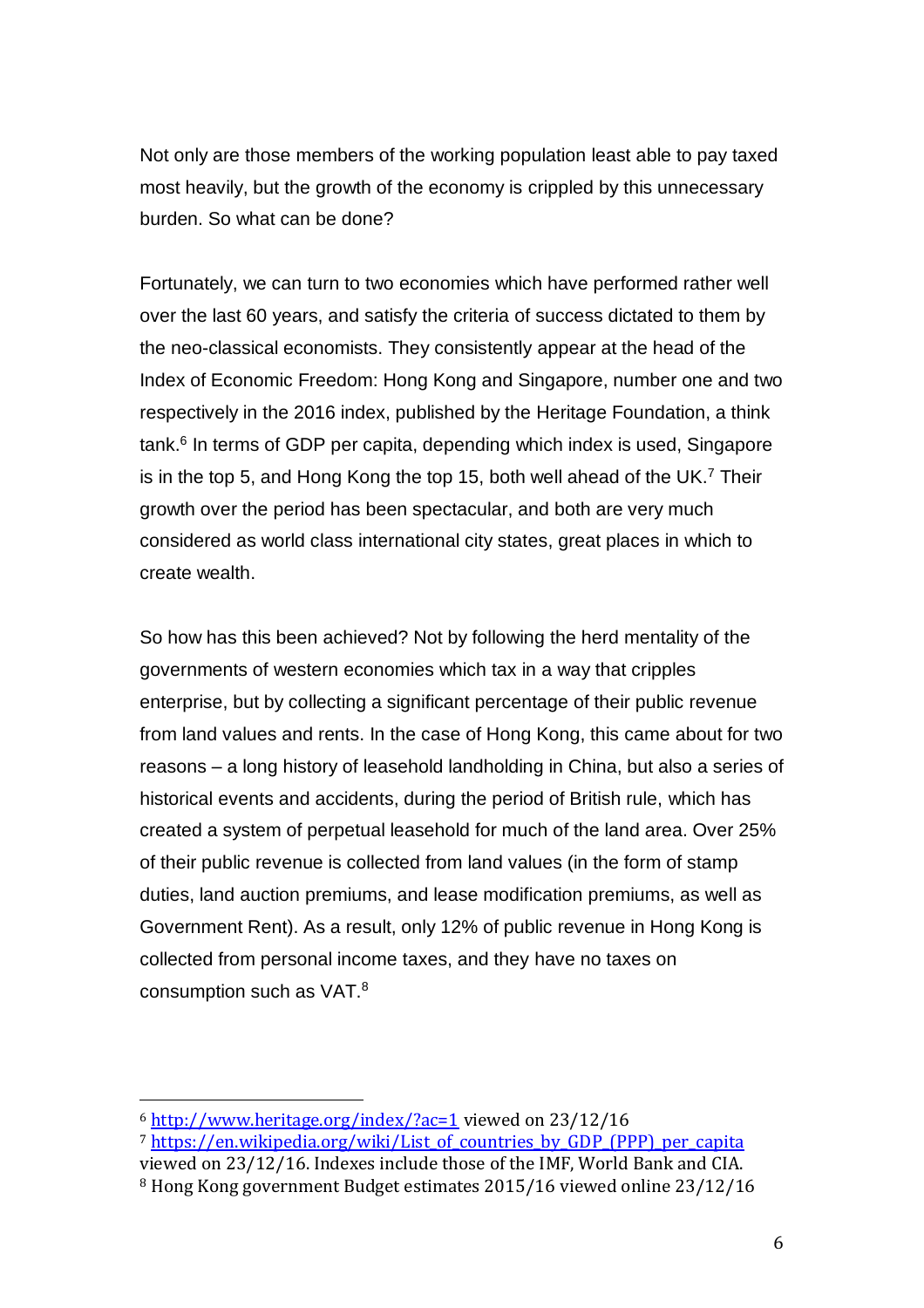Not only are those members of the working population least able to pay taxed most heavily, but the growth of the economy is crippled by this unnecessary burden. So what can be done?

Fortunately, we can turn to two economies which have performed rather well over the last 60 years, and satisfy the criteria of success dictated to them by the neo-classical economists. They consistently appear at the head of the Index of Economic Freedom: Hong Kong and Singapore, number one and two respectively in the 2016 index, published by the Heritage Foundation, a think tank.[6] In terms of GDP per capita, depending which index is used, Singapore is in the top 5, and Hong Kong the top 15, both well ahead of the UK.[7] Their growth over the period has been spectacular, and both are very much considered as world class international city states, great places in which to create wealth.

So how has this been achieved? Not by following the herd mentality of the governments of western economies which tax in a way that cripples enterprise, but by collecting a significant percentage of their public revenue from land values and rents. In the case of Hong Kong, this came about for two reasons – a long history of leasehold landholding in China, but also a series of historical events and accidents, during the period of British rule, which has created a system of perpetual leasehold for much of the land area. Over 25% of their public revenue is collected from land values (in the form of stamp duties, land auction premiums, and lease modification premiums, as well as Government Rent). As a result, only 12% of public revenue in Hong Kong is collected from personal income taxes, and they have no taxes on consumption such as VAT.[8]

---

[6] http://www.heritage.org/index/?ac=1 viewed on 23/12/16

[7] https://en.wikipedia.org/wiki/List_of_countries_by_GDP_(PPP)_per_capita viewed on 23/12/16. Indexes include those of the IMF, World Bank and CIA.

[8] Hong Kong government Budget estimates 2015/16 viewed online 23/12/16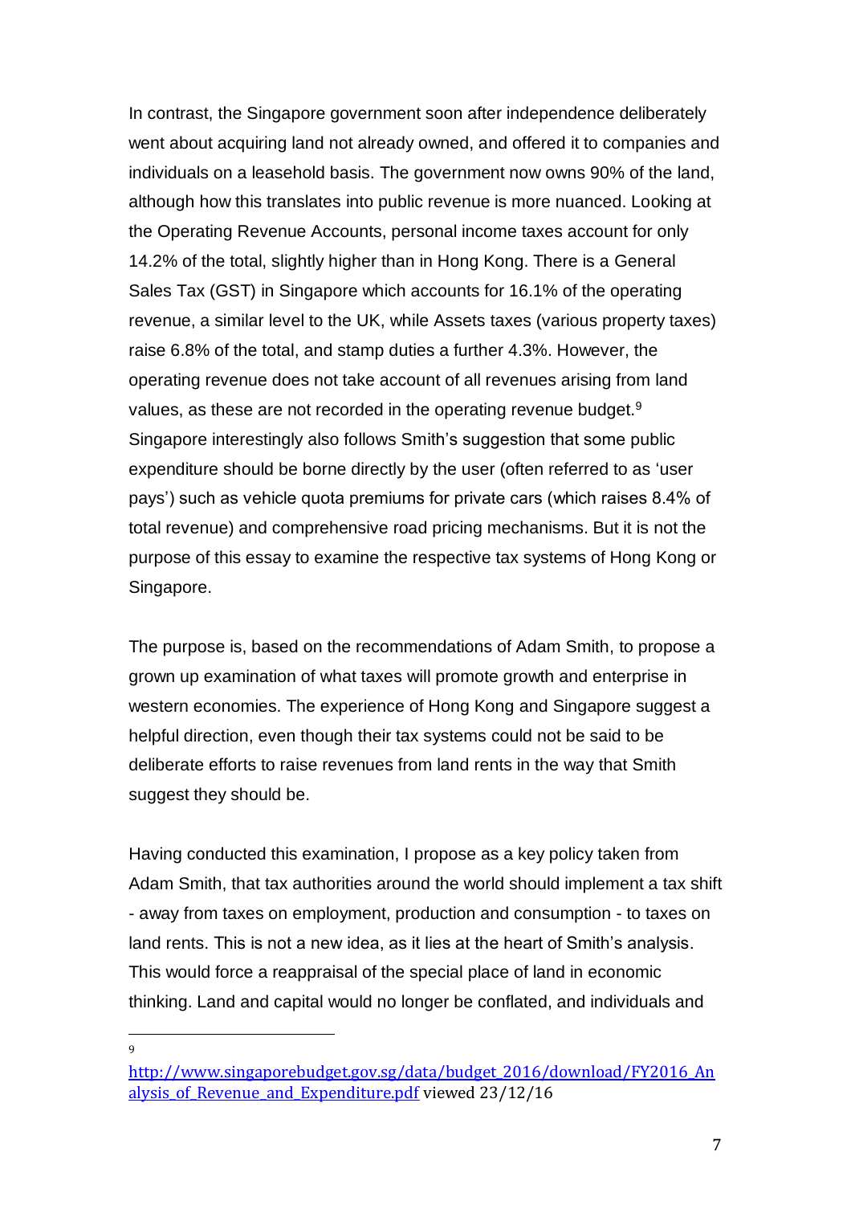In contrast, the Singapore government soon after independence deliberately went about acquiring land not already owned, and offered it to companies and individuals on a leasehold basis. The government now owns 90% of the land, although how this translates into public revenue is more nuanced. Looking at the Operating Revenue Accounts, personal income taxes account for only 14.2% of the total, slightly higher than in Hong Kong. There is a General Sales Tax (GST) in Singapore which accounts for 16.1% of the operating revenue, a similar level to the UK, while Assets taxes (various property taxes) raise 6.8% of the total, and stamp duties a further 4.3%. However, the operating revenue does not take account of all revenues arising from land values, as these are not recorded in the operating revenue budget.[9] Singapore interestingly also follows Smith's suggestion that some public expenditure should be borne directly by the user (often referred to as 'user pays') such as vehicle quota premiums for private cars (which raises 8.4% of total revenue) and comprehensive road pricing mechanisms. But it is not the purpose of this essay to examine the respective tax systems of Hong Kong or Singapore.

The purpose is, based on the recommendations of Adam Smith, to propose a grown up examination of what taxes will promote growth and enterprise in western economies. The experience of Hong Kong and Singapore suggest a helpful direction, even though their tax systems could not be said to be deliberate efforts to raise revenues from land rents in the way that Smith suggest they should be.

Having conducted this examination, I propose as a key policy taken from Adam Smith, that tax authorities around the world should implement a tax shift - away from taxes on employment, production and consumption - to taxes on land rents. This is not a new idea, as it lies at the heart of Smith's analysis. This would force a reappraisal of the special place of land in economic thinking. Land and capital would no longer be conflated, and individuals and

---

[9] http://www.singaporebudget.gov.sg/data/budget_2016/download/FY2016_Analysis_of_Revenue_and_Expenditure.pdf viewed 23/12/16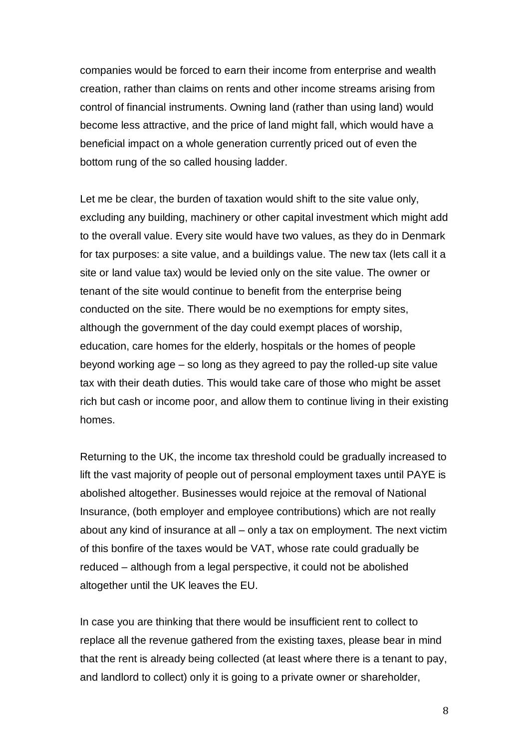companies would be forced to earn their income from enterprise and wealth creation, rather than claims on rents and other income streams arising from control of financial instruments. Owning land (rather than using land) would become less attractive, and the price of land might fall, which would have a beneficial impact on a whole generation currently priced out of even the bottom rung of the so called housing ladder.

Let me be clear, the burden of taxation would shift to the site value only, excluding any building, machinery or other capital investment which might add to the overall value. Every site would have two values, as they do in Denmark for tax purposes: a site value, and a buildings value. The new tax (lets call it a site or land value tax) would be levied only on the site value. The owner or tenant of the site would continue to benefit from the enterprise being conducted on the site. There would be no exemptions for empty sites, although the government of the day could exempt places of worship, education, care homes for the elderly, hospitals or the homes of people beyond working age – so long as they agreed to pay the rolled-up site value tax with their death duties. This would take care of those who might be asset rich but cash or income poor, and allow them to continue living in their existing homes.

Returning to the UK, the income tax threshold could be gradually increased to lift the vast majority of people out of personal employment taxes until PAYE is abolished altogether. Businesses would rejoice at the removal of National Insurance, (both employer and employee contributions) which are not really about any kind of insurance at all – only a tax on employment. The next victim of this bonfire of the taxes would be VAT, whose rate could gradually be reduced – although from a legal perspective, it could not be abolished altogether until the UK leaves the EU.

In case you are thinking that there would be insufficient rent to collect to replace all the revenue gathered from the existing taxes, please bear in mind that the rent is already being collected (at least where there is a tenant to pay, and landlord to collect) only it is going to a private owner or shareholder,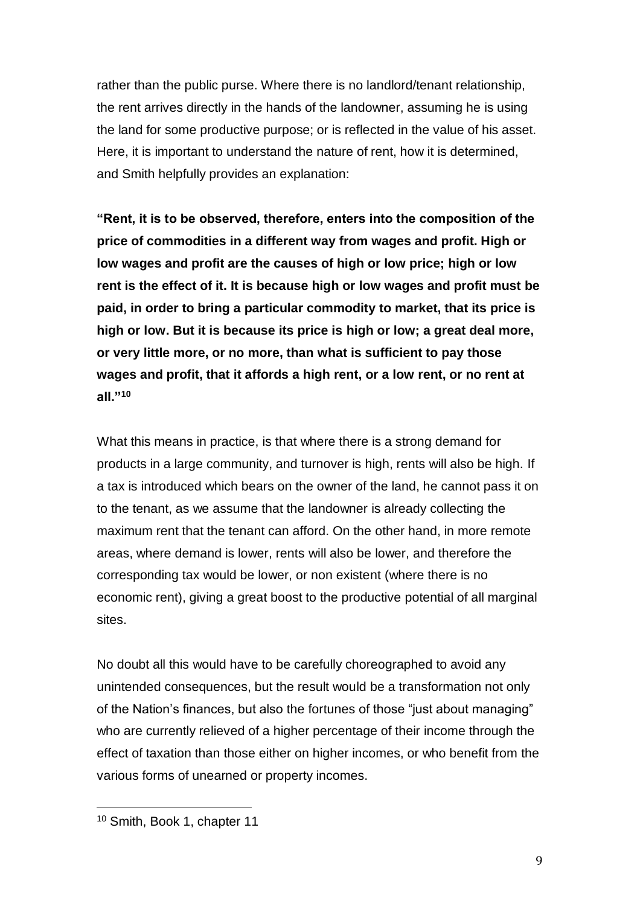rather than the public purse. Where there is no landlord/tenant relationship, the rent arrives directly in the hands of the landowner, assuming he is using the land for some productive purpose; or is reflected in the value of his asset. Here, it is important to understand the nature of rent, how it is determined, and Smith helpfully provides an explanation:

**"Rent, it is to be observed, therefore, enters into the composition of the price of commodities in a different way from wages and profit. High or low wages and profit are the causes of high or low price; high or low rent is the effect of it. It is because high or low wages and profit must be paid, in order to bring a particular commodity to market, that its price is high or low. But it is because its price is high or low; a great deal more, or very little more, or no more, than what is sufficient to pay those wages and profit, that it affords a high rent, or a low rent, or no rent at all."[10]**

What this means in practice, is that where there is a strong demand for products in a large community, and turnover is high, rents will also be high. If a tax is introduced which bears on the owner of the land, he cannot pass it on to the tenant, as we assume that the landowner is already collecting the maximum rent that the tenant can afford. On the other hand, in more remote areas, where demand is lower, rents will also be lower, and therefore the corresponding tax would be lower, or non existent (where there is no economic rent), giving a great boost to the productive potential of all marginal sites.

No doubt all this would have to be carefully choreographed to avoid any unintended consequences, but the result would be a transformation not only of the Nation's finances, but also the fortunes of those "just about managing" who are currently relieved of a higher percentage of their income through the effect of taxation than those either on higher incomes, or who benefit from the various forms of unearned or property incomes.

---

[10] Smith, Book 1, chapter 11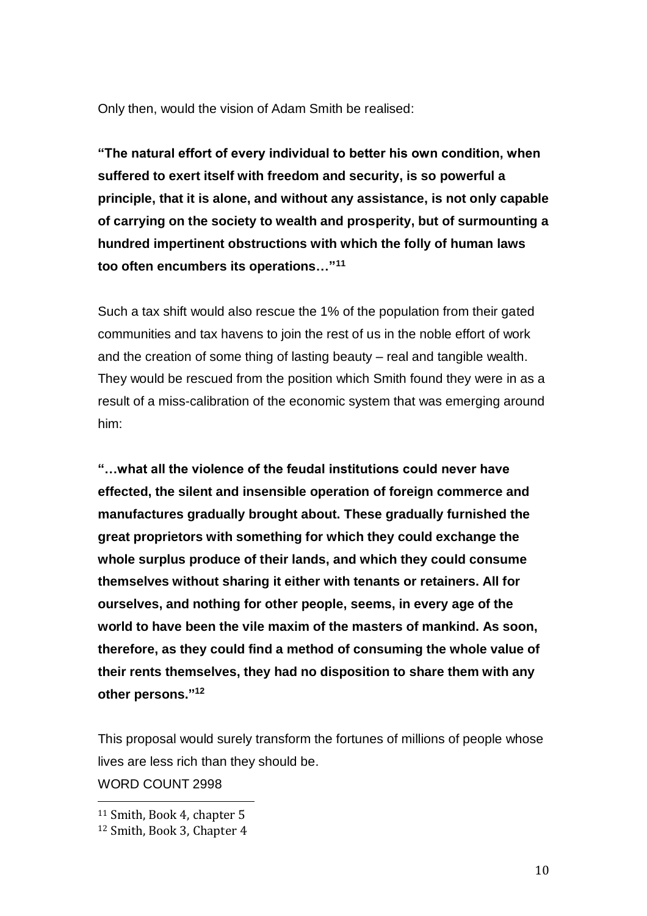Only then, would the vision of Adam Smith be realised:

**"The natural effort of every individual to better his own condition, when suffered to exert itself with freedom and security, is so powerful a principle, that it is alone, and without any assistance, is not only capable of carrying on the society to wealth and prosperity, but of surmounting a hundred impertinent obstructions with which the folly of human laws too often encumbers its operations…"[11]**

Such a tax shift would also rescue the 1% of the population from their gated communities and tax havens to join the rest of us in the noble effort of work and the creation of some thing of lasting beauty – real and tangible wealth. They would be rescued from the position which Smith found they were in as a result of a miss-calibration of the economic system that was emerging around him:

**"…what all the violence of the feudal institutions could never have effected, the silent and insensible operation of foreign commerce and manufactures gradually brought about. These gradually furnished the great proprietors with something for which they could exchange the whole surplus produce of their lands, and which they could consume themselves without sharing it either with tenants or retainers. All for ourselves, and nothing for other people, seems, in every age of the world to have been the vile maxim of the masters of mankind. As soon, therefore, as they could find a method of consuming the whole value of their rents themselves, they had no disposition to share them with any other persons."[12]**

This proposal would surely transform the fortunes of millions of people whose lives are less rich than they should be.

WORD COUNT 2998

---

[11] Smith, Book 4, chapter 5

[12] Smith, Book 3, Chapter 4